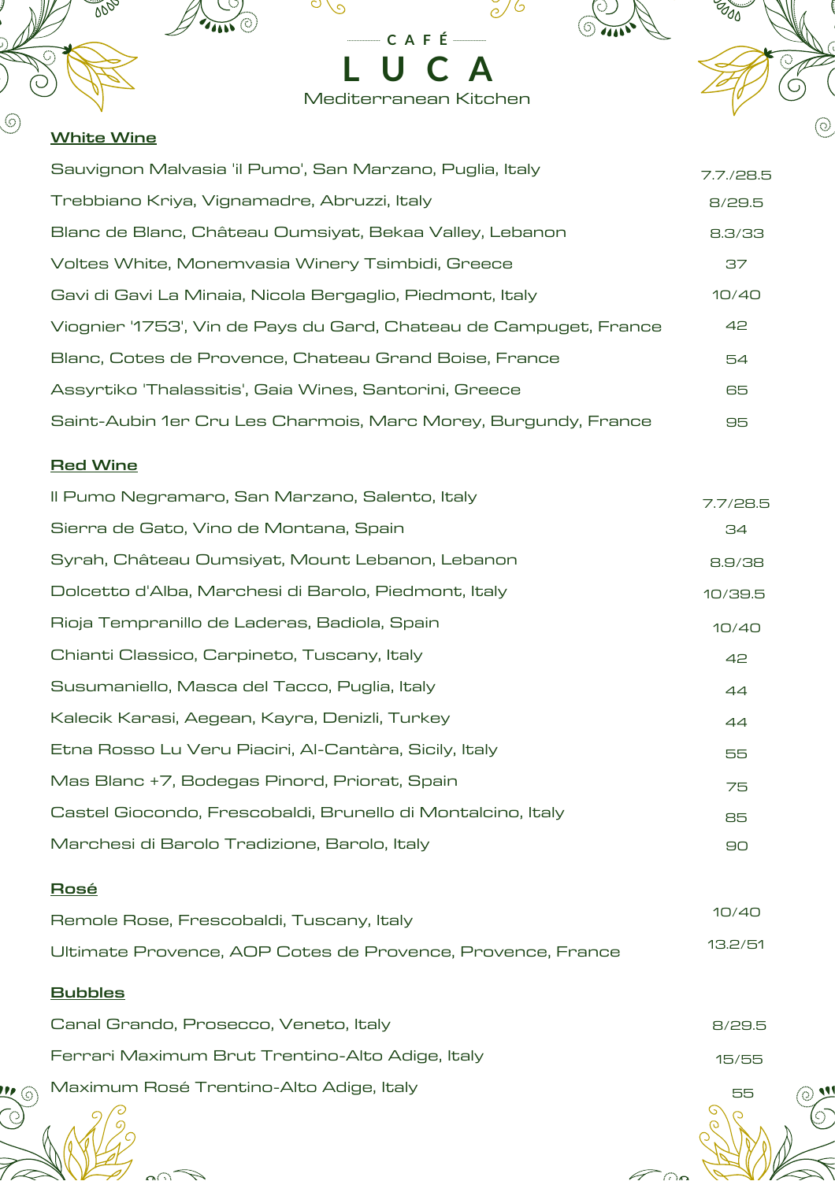# CAFÉ LUCA

Mediterranean Kitchen

## White Wine

| | |
|---|---|
| Sauvignon Malvasia 'il Pumo', San Marzano, Puglia, Italy | 7.7./28.5 |
| Trebbiano Kriya, Vignamadre, Abruzzi, Italy | 8/29.5 |
| Blanc de Blanc, Château Oumsiyat, Bekaa Valley, Lebanon | 8.3/33 |
| Voltes White, Monemvasia Winery Tsimbidi, Greece | 37 |
| Gavi di Gavi La Minaia, Nicola Bergaglio, Piedmont, Italy | 10/40 |
| Viognier '1753', Vin de Pays du Gard, Chateau de Campuget, France | 42 |
| Blanc, Cotes de Provence, Chateau Grand Boise, France | 54 |
| Assyrtiko 'Thalassitis', Gaia Wines, Santorini, Greece | 65 |
| Saint-Aubin 1er Cru Les Charmois, Marc Morey, Burgundy, France | 95 |

## Red Wine

| | |
|---|---|
| Il Pumo Negramaro, San Marzano, Salento, Italy | 7.7/28.5 |
| Sierra de Gato, Vino de Montana, Spain | 34 |
| Syrah, Château Oumsiyat, Mount Lebanon, Lebanon | 8.9/38 |
| Dolcetto d'Alba, Marchesi di Barolo, Piedmont, Italy | 10/39.5 |
| Rioja Tempranillo de Laderas, Badiola, Spain | 10/40 |
| Chianti Classico, Carpineto, Tuscany, Italy | 42 |
| Susumaniello, Masca del Tacco, Puglia, Italy | 44 |
| Kalecik Karasi, Aegean, Kayra, Denizli, Turkey | 44 |
| Etna Rosso Lu Veru Piaciri, Al-Cantàra, Sicily, Italy | 55 |
| Mas Blanc +7, Bodegas Pinord, Priorat, Spain | 75 |
| Castel Giocondo, Frescobaldi, Brunello di Montalcino, Italy | 85 |
| Marchesi di Barolo Tradizione, Barolo, Italy | 90 |

## Rosé

| | |
|---|---|
| Remole Rose, Frescobaldi, Tuscany, Italy | 10/40 |
| Ultimate Provence, AOP Cotes de Provence, Provence, France | 13.2/51 |

## Bubbles

| | |
|---|---|
| Canal Grando, Prosecco, Veneto, Italy | 8/29.5 |
| Ferrari Maximum Brut Trentino-Alto Adige, Italy | 15/55 |
| Maximum Rosé Trentino-Alto Adige, Italy | 55 |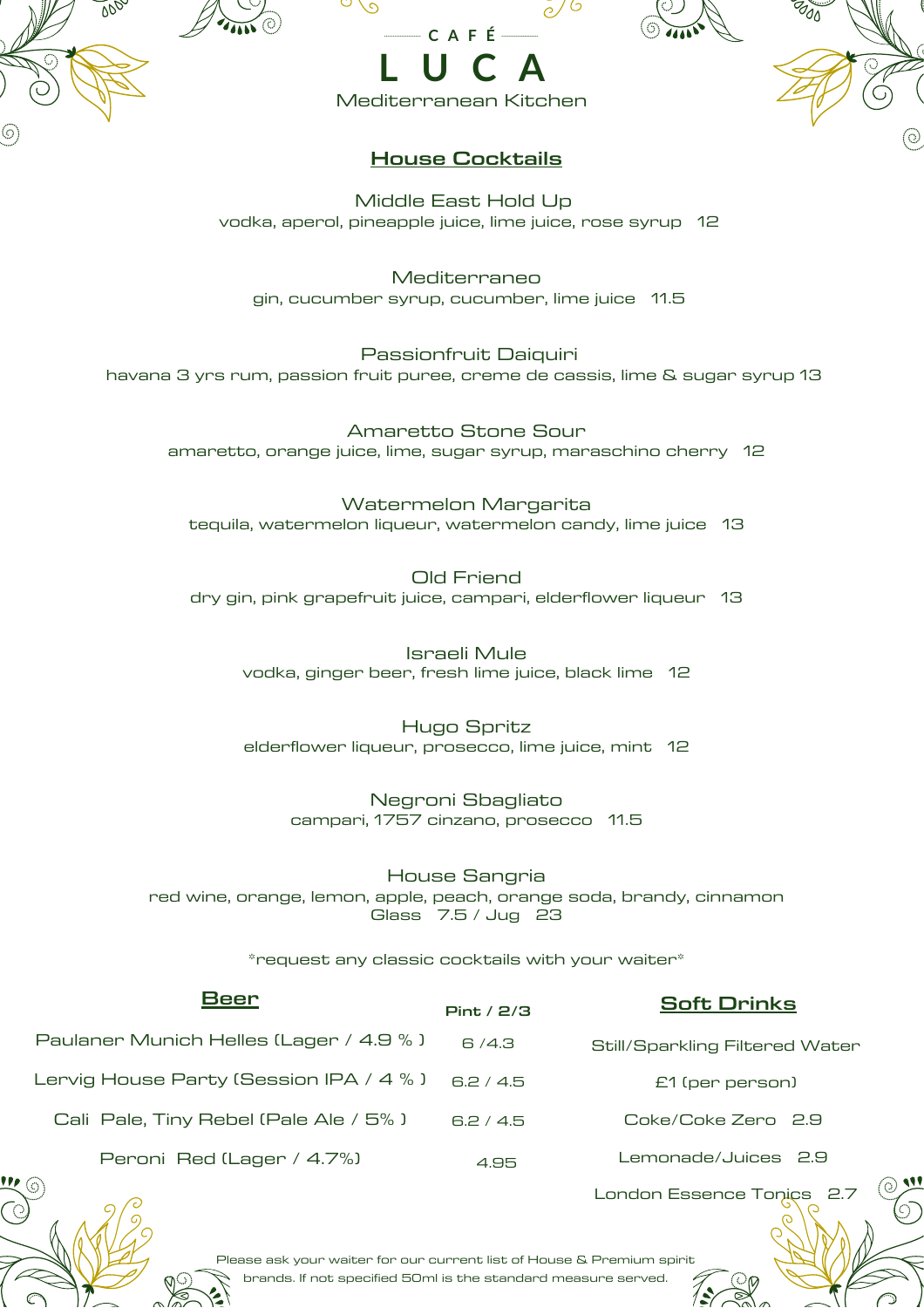CAFÉ

# LUCA

Mediterranean Kitchen

## House Cocktails

Middle East Hold Up
vodka, aperol, pineapple juice, lime juice, rose syrup 12

Mediterraneo
gin, cucumber syrup, cucumber, lime juice 11.5

Passionfruit Daiquiri
havana 3 yrs rum, passion fruit puree, creme de cassis, lime & sugar syrup 13

Amaretto Stone Sour
amaretto, orange juice, lime, sugar syrup, maraschino cherry 12

Watermelon Margarita
tequila, watermelon liqueur, watermelon candy, lime juice 13

Old Friend
dry gin, pink grapefruit juice, campari, elderflower liqueur 13

Israeli Mule
vodka, ginger beer, fresh lime juice, black lime 12

Hugo Spritz
elderflower liqueur, prosecco, lime juice, mint 12

Negroni Sbagliato
campari, 1757 cinzano, prosecco 11.5

House Sangria
red wine, orange, lemon, apple, peach, orange soda, brandy, cinnamon
Glass 7.5 / Jug 23

*request any classic cocktails with your waiter*

## Beer

| Beer | Pint / 2/3 |
|---|---|
| Paulaner Munich Helles (Lager / 4.9 % ) | 6 /4.3 |
| Lervig House Party (Session IPA / 4 % ) | 6.2 / 4.5 |
| Cali Pale, Tiny Rebel (Pale Ale / 5% ) | 6.2 / 4.5 |
| Peroni Red (Lager / 4.7%) | 4.95 |

## Soft Drinks

Still/Sparkling Filtered Water
£1 (per person)

Coke/Coke Zero 2.9

Lemonade/Juices 2.9

London Essence Tonics 2.7

Please ask your waiter for our current list of House & Premium spirit brands. If not specified 50ml is the standard measure served.